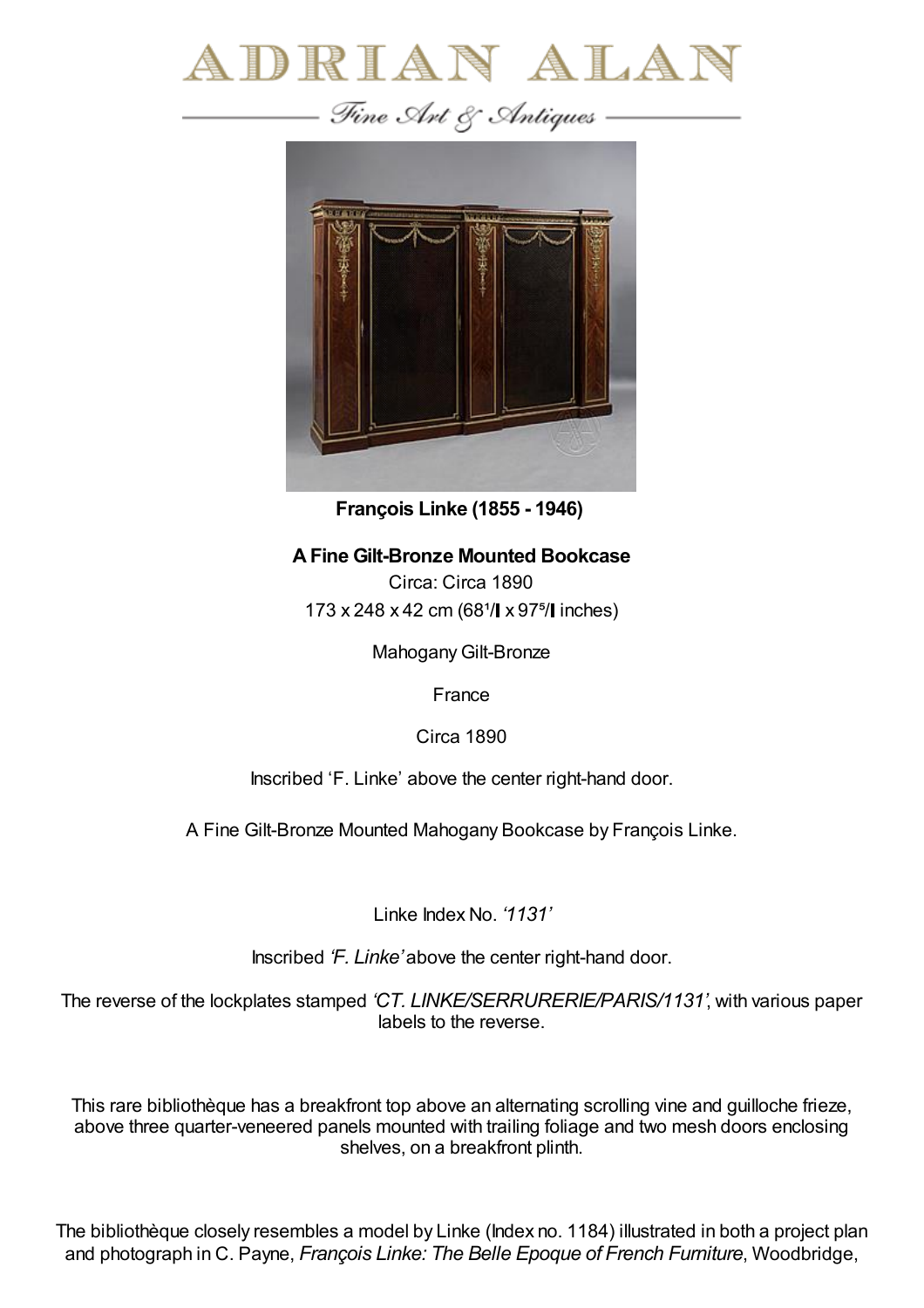# ADRIAN ALAN

Fine Art & Antiques

**François Linke (1855 - 1946)**

**A Fine Gilt-Bronze Mounted Bookcase**

Circa: Circa 1890

173 x 248 x 42 cm (68¹/‌ x 97⁵/‌ inches)

Mahogany Gilt-Bronze

France

Circa 1890

Inscribed 'F. Linke' above the center right-hand door.

A Fine Gilt-Bronze Mounted Mahogany Bookcase by François Linke.

Linke Index No. *'1131'*

Inscribed *'F. Linke'* above the center right-hand door.

The reverse of the lockplates stamped *'CT. LINKE/SERRURERIE/PARIS/1131'*, with various paper labels to the reverse.

This rare bibliothèque has a breakfront top above an alternating scrolling vine and guilloche frieze, above three quarter-veneered panels mounted with trailing foliage and two mesh doors enclosing shelves, on a breakfront plinth.

The bibliothèque closely resembles a model by Linke (Index no. 1184) illustrated in both a project plan and photograph in C. Payne, *François Linke: The Belle Epoque of French Furniture*, Woodbridge,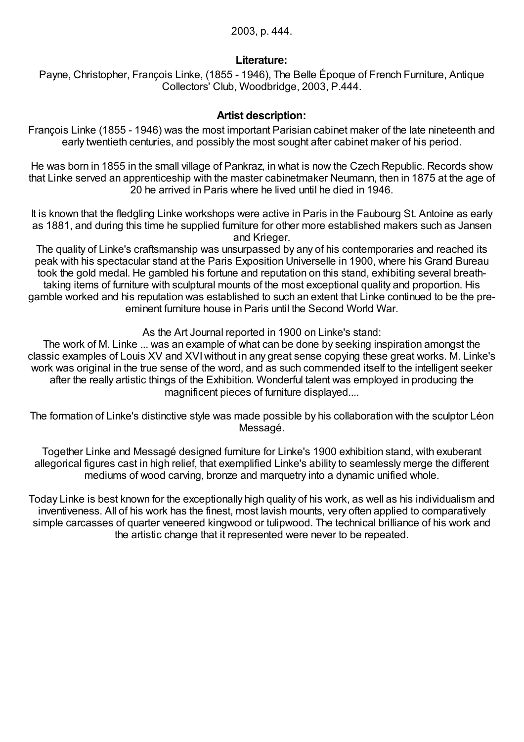2003, p. 444.

**Literature:**

Payne, Christopher, François Linke, (1855 - 1946), The Belle Époque of French Furniture, Antique Collectors' Club, Woodbridge, 2003, P.444.

**Artist description:**

François Linke (1855 - 1946) was the most important Parisian cabinet maker of the late nineteenth and early twentieth centuries, and possibly the most sought after cabinet maker of his period.

He was born in 1855 in the small village of Pankraz, in what is now the Czech Republic. Records show that Linke served an apprenticeship with the master cabinetmaker Neumann, then in 1875 at the age of 20 he arrived in Paris where he lived until he died in 1946.

It is known that the fledgling Linke workshops were active in Paris in the Faubourg St. Antoine as early as 1881, and during this time he supplied furniture for other more established makers such as Jansen and Krieger.

The quality of Linke's craftsmanship was unsurpassed by any of his contemporaries and reached its peak with his spectacular stand at the Paris Exposition Universelle in 1900, where his Grand Bureau took the gold medal. He gambled his fortune and reputation on this stand, exhibiting several breath-taking items of furniture with sculptural mounts of the most exceptional quality and proportion. His gamble worked and his reputation was established to such an extent that Linke continued to be the pre-eminent furniture house in Paris until the Second World War.

As the Art Journal reported in 1900 on Linke's stand:

The work of M. Linke ... was an example of what can be done by seeking inspiration amongst the classic examples of Louis XV and XVI without in any great sense copying these great works. M. Linke's work was original in the true sense of the word, and as such commended itself to the intelligent seeker after the really artistic things of the Exhibition. Wonderful talent was employed in producing the magnificent pieces of furniture displayed....

The formation of Linke's distinctive style was made possible by his collaboration with the sculptor Léon Messagé.

Together Linke and Messagé designed furniture for Linke's 1900 exhibition stand, with exuberant allegorical figures cast in high relief, that exemplified Linke's ability to seamlessly merge the different mediums of wood carving, bronze and marquetry into a dynamic unified whole.

Today Linke is best known for the exceptionally high quality of his work, as well as his individualism and inventiveness. All of his work has the finest, most lavish mounts, very often applied to comparatively simple carcasses of quarter veneered kingwood or tulipwood. The technical brilliance of his work and the artistic change that it represented were never to be repeated.